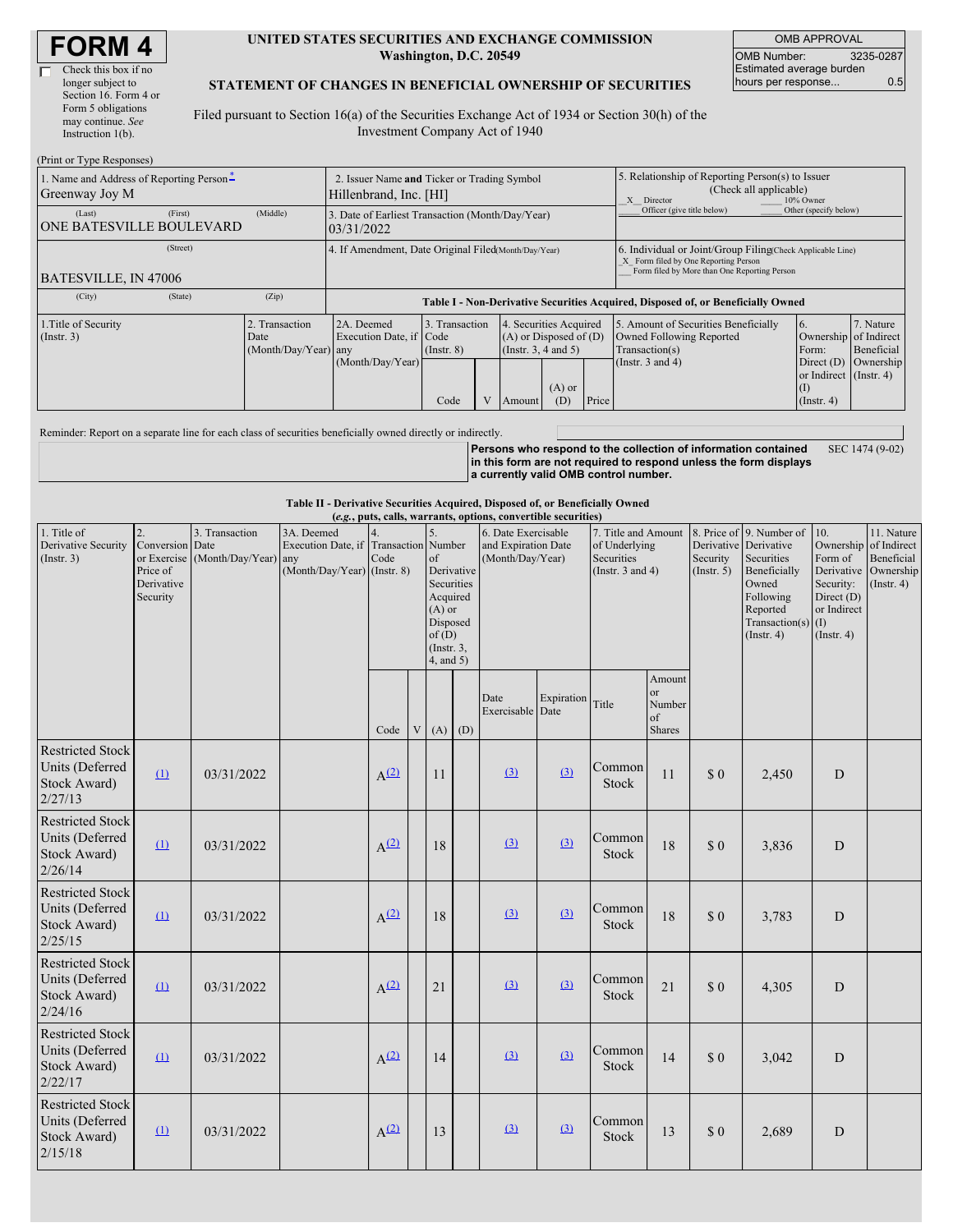# FORM 4

☐ Check this box if no longer subject to Section 16. Form 4 or Form 5 obligations may continue. *See* Instruction 1(b).

**UNITED STATES SECURITIES AND EXCHANGE COMMISSION**
**Washington, D.C. 20549**

**STATEMENT OF CHANGES IN BENEFICIAL OWNERSHIP OF SECURITIES**

Filed pursuant to Section 16(a) of the Securities Exchange Act of 1934 or Section 30(h) of the Investment Company Act of 1940

| OMB APPROVAL | |
|---|---|
| OMB Number: | 3235-0287 |
| Estimated average burden hours per response... | 0.5 |

(Print or Type Responses)

| 1. Name and Address of Reporting Person* | 2. Issuer Name and Ticker or Trading Symbol | 5. Relationship of Reporting Person(s) to Issuer (Check all applicable) |
|---|---|---|
| Greenway Joy M | Hillenbrand, Inc. [HI] | _X_ Director ___ 10% Owner ___ Officer (give title below) ___ Other (specify below) |
| (Last) (First) (Middle) ONE BATESVILLE BOULEVARD | 3. Date of Earliest Transaction (Month/Day/Year) 03/31/2022 | |
| (Street) BATESVILLE, IN 47006 | 4. If Amendment, Date Original Filed (Month/Day/Year) | 6. Individual or Joint/Group Filing (Check Applicable Line) _X_ Form filed by One Reporting Person ___ Form filed by More than One Reporting Person |
| (City) (State) (Zip) | | |

**Table I - Non-Derivative Securities Acquired, Disposed of, or Beneficially Owned**

| 1.Title of Security (Instr. 3) | 2. Transaction Date (Month/Day/Year) | 2A. Deemed Execution Date, if any (Month/Day/Year) | 3. Transaction Code (Instr. 8) | | 4. Securities Acquired (A) or Disposed of (D) (Instr. 3, 4 and 5) | | | 5. Amount of Securities Beneficially Owned Following Reported Transaction(s) (Instr. 3 and 4) | 6. Ownership Form: Direct (D) or Indirect (I) (Instr. 4) | 7. Nature of Indirect Beneficial Ownership (Instr. 4) |
|---|---|---|---|---|---|---|---|---|---|---|
| | | | Code | V | Amount | (A) or (D) | Price | | | |

Reminder: Report on a separate line for each class of securities beneficially owned directly or indirectly.

**Persons who respond to the collection of information contained in this form are not required to respond unless the form displays a currently valid OMB control number.** SEC 1474 (9-02)

**Table II - Derivative Securities Acquired, Disposed of, or Beneficially Owned**
**(*e.g.*, puts, calls, warrants, options, convertible securities)**

| 1. Title of Derivative Security (Instr. 3) | 2. Conversion or Exercise Price of Derivative Security | 3. Transaction Date (Month/Day/Year) | 3A. Deemed Execution Date, if any (Month/Day/Year) | 4. Transaction Code (Instr. 8) | | 5. Number of Derivative Securities Acquired (A) or Disposed of (D) (Instr. 3, 4, and 5) | | 6. Date Exercisable and Expiration Date (Month/Day/Year) | | 7. Title and Amount of Underlying Securities (Instr. 3 and 4) | | 8. Price of Derivative Security (Instr. 5) | 9. Number of Derivative Securities Beneficially Owned Following Reported Transaction(s) (Instr. 4) | 10. Ownership Form of Derivative Security: Direct (D) or Indirect (I) (Instr. 4) | 11. Nature of Indirect Beneficial Ownership (Instr. 4) |
|---|---|---|---|---|---|---|---|---|---|---|---|---|---|---|---|
| | | | | Code | V | (A) | (D) | Date Exercisable | Expiration Date | Title | Amount or Number of Shares | | | | |
| Restricted Stock Units (Deferred Stock Award) 2/27/13 | (1) | 03/31/2022 | | A(2) | | 11 | | (3) | (3) | Common Stock | 11 | $ 0 | 2,450 | D | |
| Restricted Stock Units (Deferred Stock Award) 2/26/14 | (1) | 03/31/2022 | | A(2) | | 18 | | (3) | (3) | Common Stock | 18 | $ 0 | 3,836 | D | |
| Restricted Stock Units (Deferred Stock Award) 2/25/15 | (1) | 03/31/2022 | | A(2) | | 18 | | (3) | (3) | Common Stock | 18 | $ 0 | 3,783 | D | |
| Restricted Stock Units (Deferred Stock Award) 2/24/16 | (1) | 03/31/2022 | | A(2) | | 21 | | (3) | (3) | Common Stock | 21 | $ 0 | 4,305 | D | |
| Restricted Stock Units (Deferred Stock Award) 2/22/17 | (1) | 03/31/2022 | | A(2) | | 14 | | (3) | (3) | Common Stock | 14 | $ 0 | 3,042 | D | |
| Restricted Stock Units (Deferred Stock Award) 2/15/18 | (1) | 03/31/2022 | | A(2) | | 13 | | (3) | (3) | Common Stock | 13 | $ 0 | 2,689 | D | |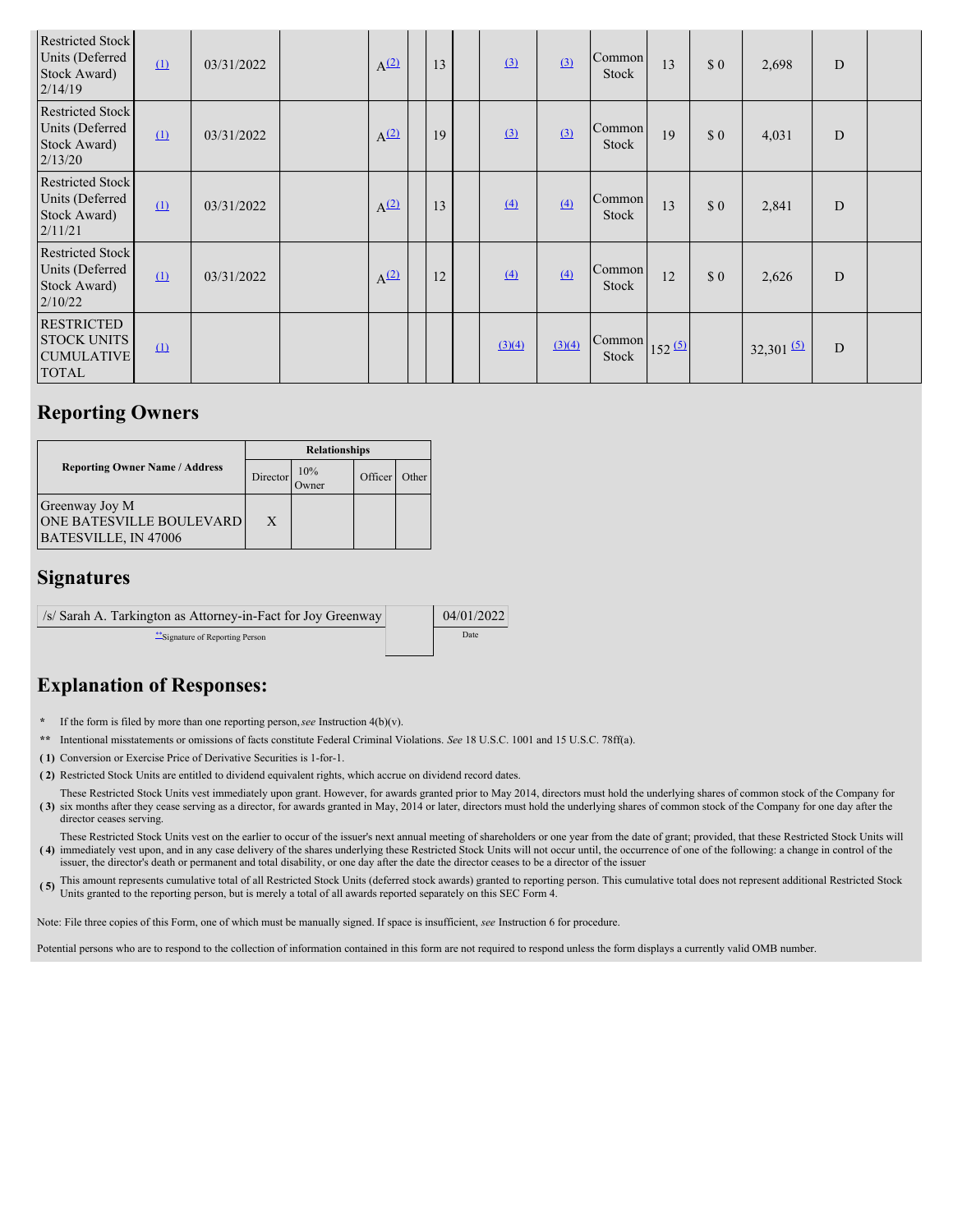| | | | | | | | | | | | | | | | |
|---|---|---|---|---|---|---|---|---|---|---|---|---|---|---|---|
| Restricted Stock Units (Deferred Stock Award) 2/14/19 | (1) | 03/31/2022 | | A(2) | | 13 | | (3) | (3) | Common Stock | 13 | $ 0 | 2,698 | D | |
| Restricted Stock Units (Deferred Stock Award) 2/13/20 | (1) | 03/31/2022 | | A(2) | | 19 | | (3) | (3) | Common Stock | 19 | $ 0 | 4,031 | D | |
| Restricted Stock Units (Deferred Stock Award) 2/11/21 | (1) | 03/31/2022 | | A(2) | | 13 | | (4) | (4) | Common Stock | 13 | $ 0 | 2,841 | D | |
| Restricted Stock Units (Deferred Stock Award) 2/10/22 | (1) | 03/31/2022 | | A(2) | | 12 | | (4) | (4) | Common Stock | 12 | $ 0 | 2,626 | D | |
| RESTRICTED STOCK UNITS CUMULATIVE TOTAL | (1) | | | | | | | (3)(4) | (3)(4) | Common Stock | 152 (5) | | 32,301 (5) | D | |

## Reporting Owners

| Reporting Owner Name / Address | Relationships | | | |
|---|---|---|---|---|
| | Director | 10% Owner | Officer | Other |
| Greenway Joy M<br>ONE BATESVILLE BOULEVARD<br>BATESVILLE, IN 47006 | X | | | |

## Signatures

| /s/ Sarah A. Tarkington as Attorney-in-Fact for Joy Greenway | | 04/01/2022 |
|---|---|---|
| **Signature of Reporting Person | | Date |

## Explanation of Responses:

* If the form is filed by more than one reporting person, *see* Instruction 4(b)(v).

** Intentional misstatements or omissions of facts constitute Federal Criminal Violations. *See* 18 U.S.C. 1001 and 15 U.S.C. 78ff(a).

( 1) Conversion or Exercise Price of Derivative Securities is 1-for-1.

( 2) Restricted Stock Units are entitled to dividend equivalent rights, which accrue on dividend record dates.

( 3) These Restricted Stock Units vest immediately upon grant. However, for awards granted prior to May 2014, directors must hold the underlying shares of common stock of the Company for six months after they cease serving as a director, for awards granted in May, 2014 or later, directors must hold the underlying shares of common stock of the Company for one day after the director ceases serving.

( 4) These Restricted Stock Units vest on the earlier to occur of the issuer's next annual meeting of shareholders or one year from the date of grant; provided, that these Restricted Stock Units will immediately vest upon, and in any case delivery of the shares underlying these Restricted Stock Units will not occur until, the occurrence of one of the following: a change in control of the issuer, the director's death or permanent and total disability, or one day after the date the director ceases to be a director of the issuer

( 5) This amount represents cumulative total of all Restricted Stock Units (deferred stock awards) granted to reporting person. This cumulative total does not represent additional Restricted Stock Units granted to the reporting person, but is merely a total of all awards reported separately on this SEC Form 4.

Note: File three copies of this Form, one of which must be manually signed. If space is insufficient, *see* Instruction 6 for procedure.

Potential persons who are to respond to the collection of information contained in this form are not required to respond unless the form displays a currently valid OMB number.